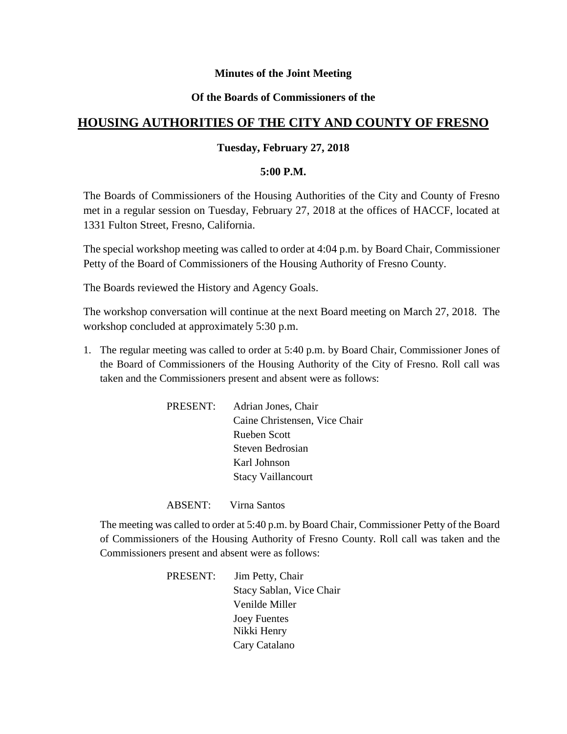**Minutes of the Joint Meeting**

**Of the Boards of Commissioners of the**

# HOUSING AUTHORITIES OF THE CITY AND COUNTY OF FRESNO

**Tuesday, February 27, 2018**

**5:00 P.M.**

The Boards of Commissioners of the Housing Authorities of the City and County of Fresno met in a regular session on Tuesday, February 27, 2018 at the offices of HACCF, located at 1331 Fulton Street, Fresno, California.

The special workshop meeting was called to order at 4:04 p.m. by Board Chair, Commissioner Petty of the Board of Commissioners of the Housing Authority of Fresno County.

The Boards reviewed the History and Agency Goals.

The workshop conversation will continue at the next Board meeting on March 27, 2018. The workshop concluded at approximately 5:30 p.m.

1. The regular meeting was called to order at 5:40 p.m. by Board Chair, Commissioner Jones of the Board of Commissioners of the Housing Authority of the City of Fresno. Roll call was taken and the Commissioners present and absent were as follows:

   PRESENT: Adrian Jones, Chair
   Caine Christensen, Vice Chair
   Rueben Scott
   Steven Bedrosian
   Karl Johnson
   Stacy Vaillancourt

   ABSENT: Virna Santos

   The meeting was called to order at 5:40 p.m. by Board Chair, Commissioner Petty of the Board of Commissioners of the Housing Authority of Fresno County. Roll call was taken and the Commissioners present and absent were as follows:

   PRESENT: Jim Petty, Chair
   Stacy Sablan, Vice Chair
   Venilde Miller
   Joey Fuentes
   Nikki Henry
   Cary Catalano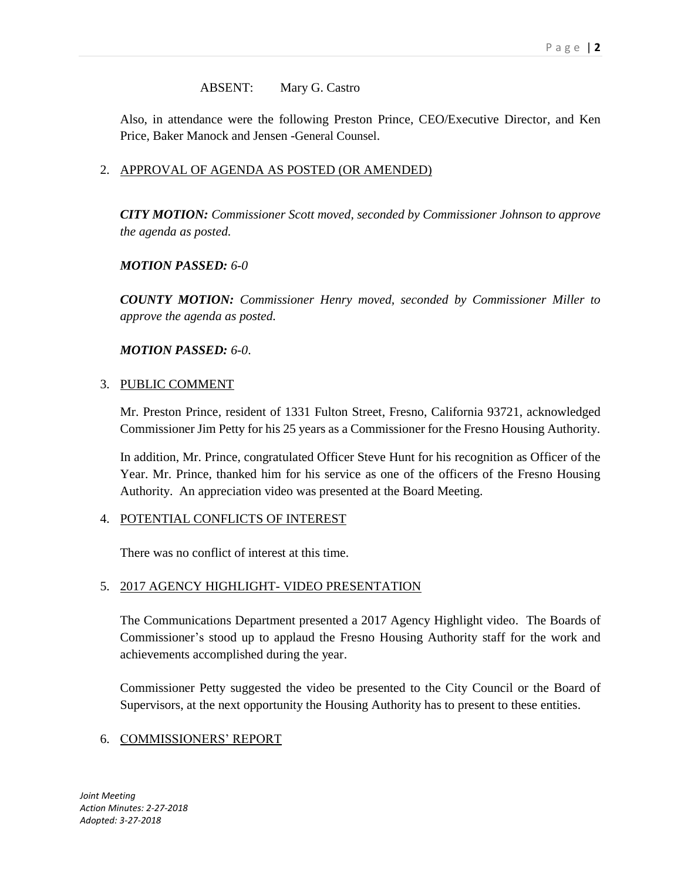ABSENT: Mary G. Castro

Also, in attendance were the following Preston Prince, CEO/Executive Director, and Ken Price, Baker Manock and Jensen -General Counsel.

2. APPROVAL OF AGENDA AS POSTED (OR AMENDED)

   ***CITY MOTION:*** *Commissioner Scott moved, seconded by Commissioner Johnson to approve the agenda as posted.*

   ***MOTION PASSED:*** *6-0*

   ***COUNTY MOTION:*** *Commissioner Henry moved, seconded by Commissioner Miller to approve the agenda as posted.*

   ***MOTION PASSED:*** *6-0.*

3. PUBLIC COMMENT

   Mr. Preston Prince, resident of 1331 Fulton Street, Fresno, California 93721, acknowledged Commissioner Jim Petty for his 25 years as a Commissioner for the Fresno Housing Authority.

   In addition, Mr. Prince, congratulated Officer Steve Hunt for his recognition as Officer of the Year. Mr. Prince, thanked him for his service as one of the officers of the Fresno Housing Authority. An appreciation video was presented at the Board Meeting.

4. POTENTIAL CONFLICTS OF INTEREST

   There was no conflict of interest at this time.

5. 2017 AGENCY HIGHLIGHT- VIDEO PRESENTATION

   The Communications Department presented a 2017 Agency Highlight video. The Boards of Commissioner's stood up to applaud the Fresno Housing Authority staff for the work and achievements accomplished during the year.

   Commissioner Petty suggested the video be presented to the City Council or the Board of Supervisors, at the next opportunity the Housing Authority has to present to these entities.

6. COMMISSIONERS' REPORT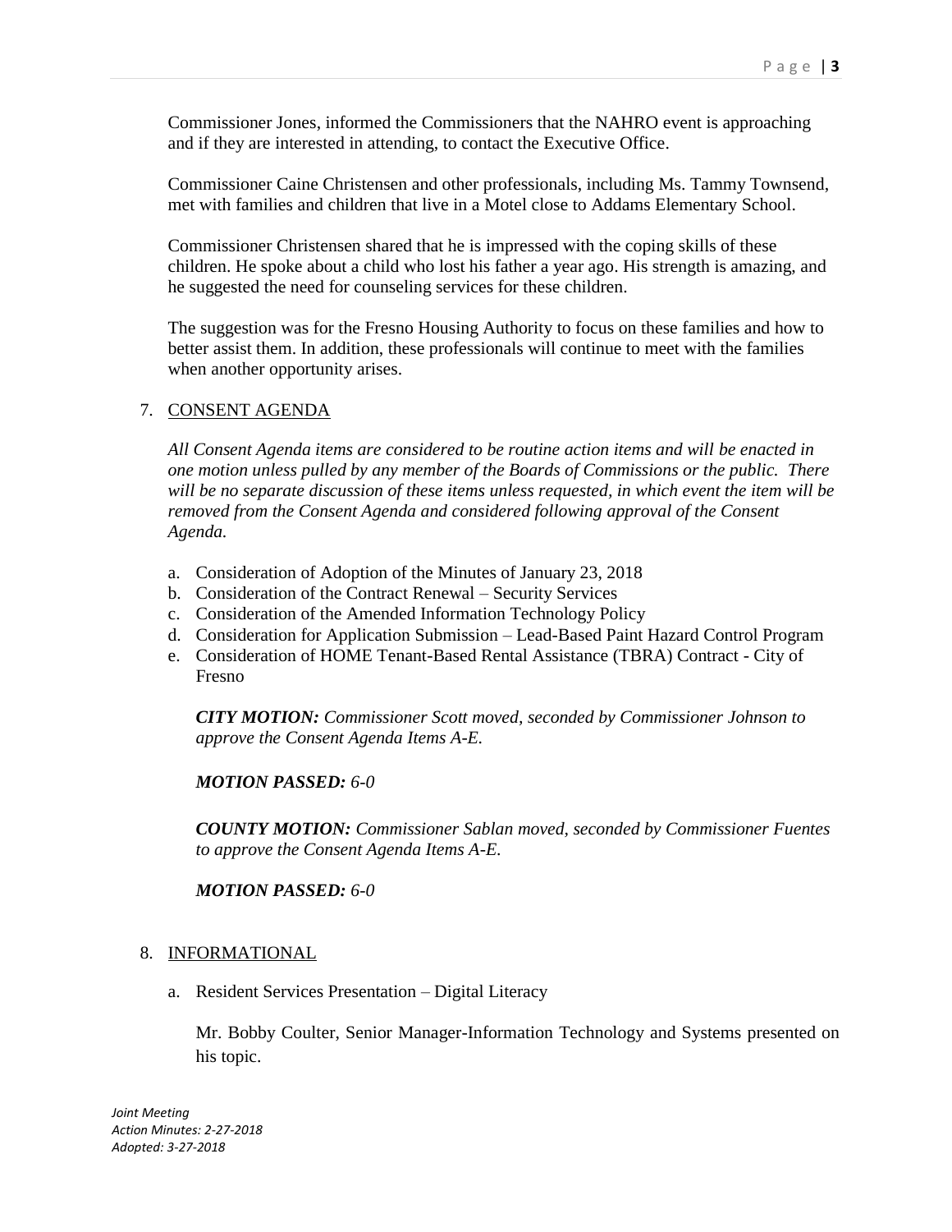Commissioner Jones, informed the Commissioners that the NAHRO event is approaching and if they are interested in attending, to contact the Executive Office.

Commissioner Caine Christensen and other professionals, including Ms. Tammy Townsend, met with families and children that live in a Motel close to Addams Elementary School.

Commissioner Christensen shared that he is impressed with the coping skills of these children. He spoke about a child who lost his father a year ago. His strength is amazing, and he suggested the need for counseling services for these children.

The suggestion was for the Fresno Housing Authority to focus on these families and how to better assist them. In addition, these professionals will continue to meet with the families when another opportunity arises.

7. <u>CONSENT AGENDA</u>

*All Consent Agenda items are considered to be routine action items and will be enacted in one motion unless pulled by any member of the Boards of Commissions or the public. There will be no separate discussion of these items unless requested, in which event the item will be removed from the Consent Agenda and considered following approval of the Consent Agenda.*

a. Consideration of Adoption of the Minutes of January 23, 2018
b. Consideration of the Contract Renewal – Security Services
c. Consideration of the Amended Information Technology Policy
d. Consideration for Application Submission – Lead-Based Paint Hazard Control Program
e. Consideration of HOME Tenant-Based Rental Assistance (TBRA) Contract - City of Fresno

***CITY MOTION:*** *Commissioner Scott moved, seconded by Commissioner Johnson to approve the Consent Agenda Items A-E.*

***MOTION PASSED:*** *6-0*

***COUNTY MOTION:*** *Commissioner Sablan moved, seconded by Commissioner Fuentes to approve the Consent Agenda Items A-E.*

***MOTION PASSED:*** *6-0*

8. <u>INFORMATIONAL</u>

a. Resident Services Presentation – Digital Literacy

Mr. Bobby Coulter, Senior Manager-Information Technology and Systems presented on his topic.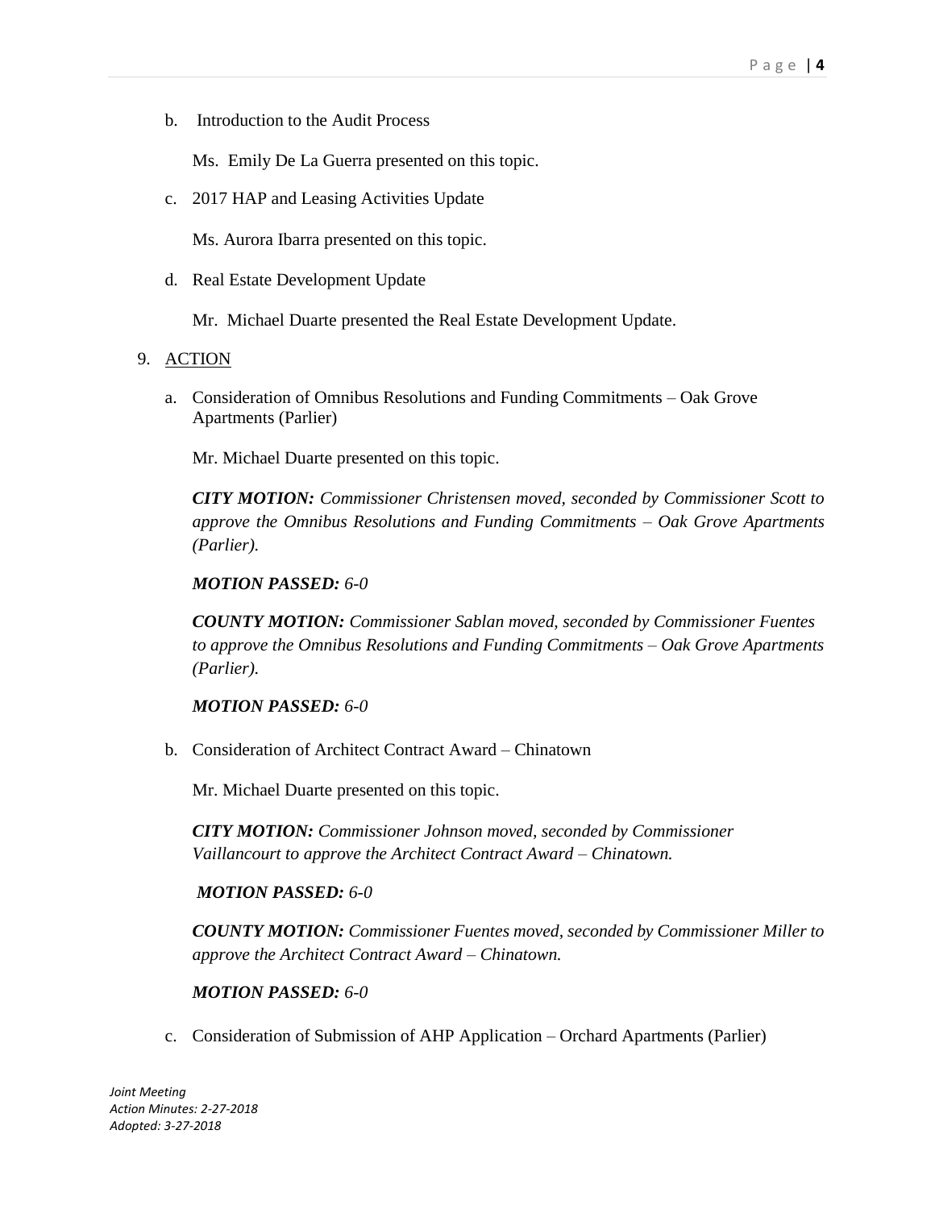b. Introduction to the Audit Process

   Ms. Emily De La Guerra presented on this topic.

c. 2017 HAP and Leasing Activities Update

   Ms. Aurora Ibarra presented on this topic.

d. Real Estate Development Update

   Mr. Michael Duarte presented the Real Estate Development Update.

9. ACTION

   a. Consideration of Omnibus Resolutions and Funding Commitments – Oak Grove Apartments (Parlier)

      Mr. Michael Duarte presented on this topic.

      ***CITY MOTION:*** *Commissioner Christensen moved, seconded by Commissioner Scott to approve the Omnibus Resolutions and Funding Commitments – Oak Grove Apartments (Parlier).*

      ***MOTION PASSED:*** *6-0*

      ***COUNTY MOTION:*** *Commissioner Sablan moved, seconded by Commissioner Fuentes to approve the Omnibus Resolutions and Funding Commitments – Oak Grove Apartments (Parlier).*

      ***MOTION PASSED:*** *6-0*

   b. Consideration of Architect Contract Award – Chinatown

      Mr. Michael Duarte presented on this topic.

      ***CITY MOTION:*** *Commissioner Johnson moved, seconded by Commissioner Vaillancourt to approve the Architect Contract Award – Chinatown.*

      ***MOTION PASSED:*** *6-0*

      ***COUNTY MOTION:*** *Commissioner Fuentes moved, seconded by Commissioner Miller to approve the Architect Contract Award – Chinatown.*

      ***MOTION PASSED:*** *6-0*

   c. Consideration of Submission of AHP Application – Orchard Apartments (Parlier)

*Joint Meeting*
*Action Minutes: 2-27-2018*
*Adopted: 3-27-2018*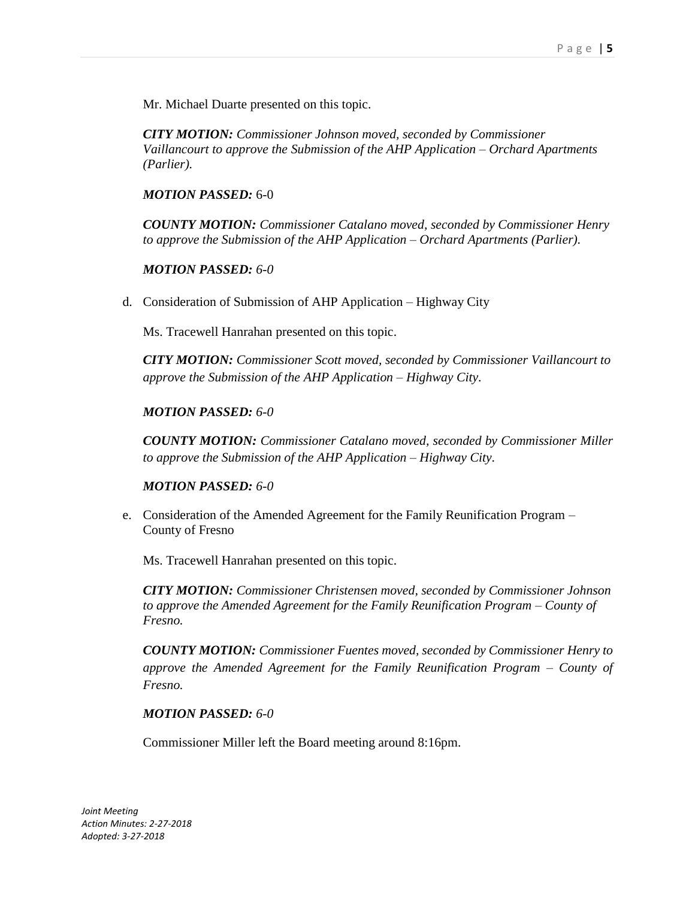Mr. Michael Duarte presented on this topic.

***CITY MOTION:*** *Commissioner Johnson moved, seconded by Commissioner Vaillancourt to approve the Submission of the AHP Application – Orchard Apartments (Parlier).*

***MOTION PASSED:*** 6-0

***COUNTY MOTION:*** *Commissioner Catalano moved, seconded by Commissioner Henry to approve the Submission of the AHP Application – Orchard Apartments (Parlier).*

***MOTION PASSED:*** *6-0*

d. Consideration of Submission of AHP Application – Highway City

Ms. Tracewell Hanrahan presented on this topic.

***CITY MOTION:*** *Commissioner Scott moved, seconded by Commissioner Vaillancourt to approve the Submission of the AHP Application – Highway City.*

***MOTION PASSED:*** *6-0*

***COUNTY MOTION:*** *Commissioner Catalano moved, seconded by Commissioner Miller to approve the Submission of the AHP Application – Highway City.*

***MOTION PASSED:*** *6-0*

e. Consideration of the Amended Agreement for the Family Reunification Program – County of Fresno

Ms. Tracewell Hanrahan presented on this topic.

***CITY MOTION:*** *Commissioner Christensen moved, seconded by Commissioner Johnson to approve the Amended Agreement for the Family Reunification Program – County of Fresno.*

***COUNTY MOTION:*** *Commissioner Fuentes moved, seconded by Commissioner Henry to approve the Amended Agreement for the Family Reunification Program – County of Fresno.*

***MOTION PASSED:*** *6-0*

Commissioner Miller left the Board meeting around 8:16pm.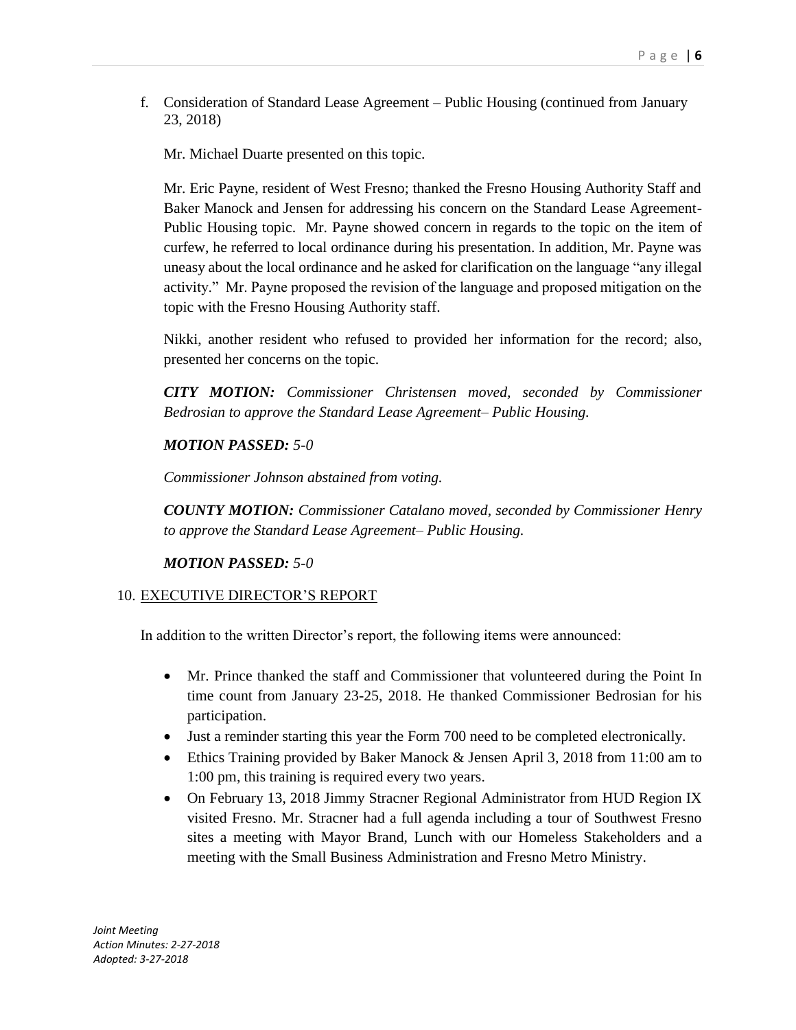f. Consideration of Standard Lease Agreement – Public Housing (continued from January 23, 2018)

Mr. Michael Duarte presented on this topic.

Mr. Eric Payne, resident of West Fresno; thanked the Fresno Housing Authority Staff and Baker Manock and Jensen for addressing his concern on the Standard Lease Agreement-Public Housing topic. Mr. Payne showed concern in regards to the topic on the item of curfew, he referred to local ordinance during his presentation. In addition, Mr. Payne was uneasy about the local ordinance and he asked for clarification on the language "any illegal activity." Mr. Payne proposed the revision of the language and proposed mitigation on the topic with the Fresno Housing Authority staff.

Nikki, another resident who refused to provided her information for the record; also, presented her concerns on the topic.

***CITY MOTION:*** *Commissioner Christensen moved, seconded by Commissioner Bedrosian to approve the Standard Lease Agreement– Public Housing.*

***MOTION PASSED:*** *5-0*

*Commissioner Johnson abstained from voting.*

***COUNTY MOTION:*** *Commissioner Catalano moved, seconded by Commissioner Henry to approve the Standard Lease Agreement– Public Housing.*

***MOTION PASSED:*** *5-0*

10. EXECUTIVE DIRECTOR'S REPORT

In addition to the written Director's report, the following items were announced:

- Mr. Prince thanked the staff and Commissioner that volunteered during the Point In time count from January 23-25, 2018. He thanked Commissioner Bedrosian for his participation.
- Just a reminder starting this year the Form 700 need to be completed electronically.
- Ethics Training provided by Baker Manock & Jensen April 3, 2018 from 11:00 am to 1:00 pm, this training is required every two years.
- On February 13, 2018 Jimmy Stracner Regional Administrator from HUD Region IX visited Fresno. Mr. Stracner had a full agenda including a tour of Southwest Fresno sites a meeting with Mayor Brand, Lunch with our Homeless Stakeholders and a meeting with the Small Business Administration and Fresno Metro Ministry.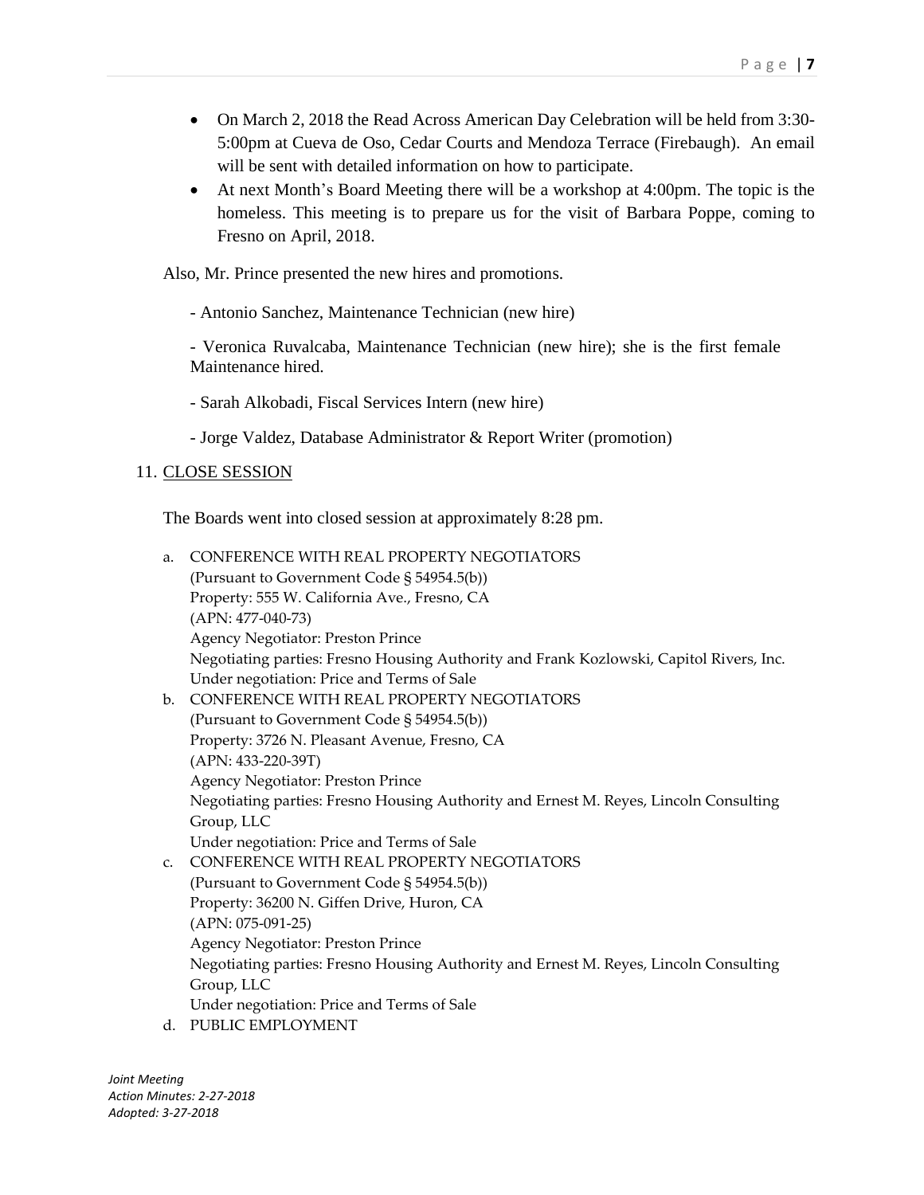- On March 2, 2018 the Read Across American Day Celebration will be held from 3:30-5:00pm at Cueva de Oso, Cedar Courts and Mendoza Terrace (Firebaugh). An email will be sent with detailed information on how to participate.
- At next Month's Board Meeting there will be a workshop at 4:00pm. The topic is the homeless. This meeting is to prepare us for the visit of Barbara Poppe, coming to Fresno on April, 2018.

Also, Mr. Prince presented the new hires and promotions.

- Antonio Sanchez, Maintenance Technician (new hire)

- Veronica Ruvalcaba, Maintenance Technician (new hire); she is the first female Maintenance hired.

- Sarah Alkobadi, Fiscal Services Intern (new hire)

- Jorge Valdez, Database Administrator & Report Writer (promotion)

11. <u>CLOSE SESSION</u>

The Boards went into closed session at approximately 8:28 pm.

a. CONFERENCE WITH REAL PROPERTY NEGOTIATORS
(Pursuant to Government Code § 54954.5(b))
Property: 555 W. California Ave., Fresno, CA
(APN: 477-040-73)
Agency Negotiator: Preston Prince
Negotiating parties: Fresno Housing Authority and Frank Kozlowski, Capitol Rivers, Inc.
Under negotiation: Price and Terms of Sale

b. CONFERENCE WITH REAL PROPERTY NEGOTIATORS
(Pursuant to Government Code § 54954.5(b))
Property: 3726 N. Pleasant Avenue, Fresno, CA
(APN: 433-220-39T)
Agency Negotiator: Preston Prince
Negotiating parties: Fresno Housing Authority and Ernest M. Reyes, Lincoln Consulting Group, LLC
Under negotiation: Price and Terms of Sale

c. CONFERENCE WITH REAL PROPERTY NEGOTIATORS
(Pursuant to Government Code § 54954.5(b))
Property: 36200 N. Giffen Drive, Huron, CA
(APN: 075-091-25)
Agency Negotiator: Preston Prince
Negotiating parties: Fresno Housing Authority and Ernest M. Reyes, Lincoln Consulting Group, LLC
Under negotiation: Price and Terms of Sale

d. PUBLIC EMPLOYMENT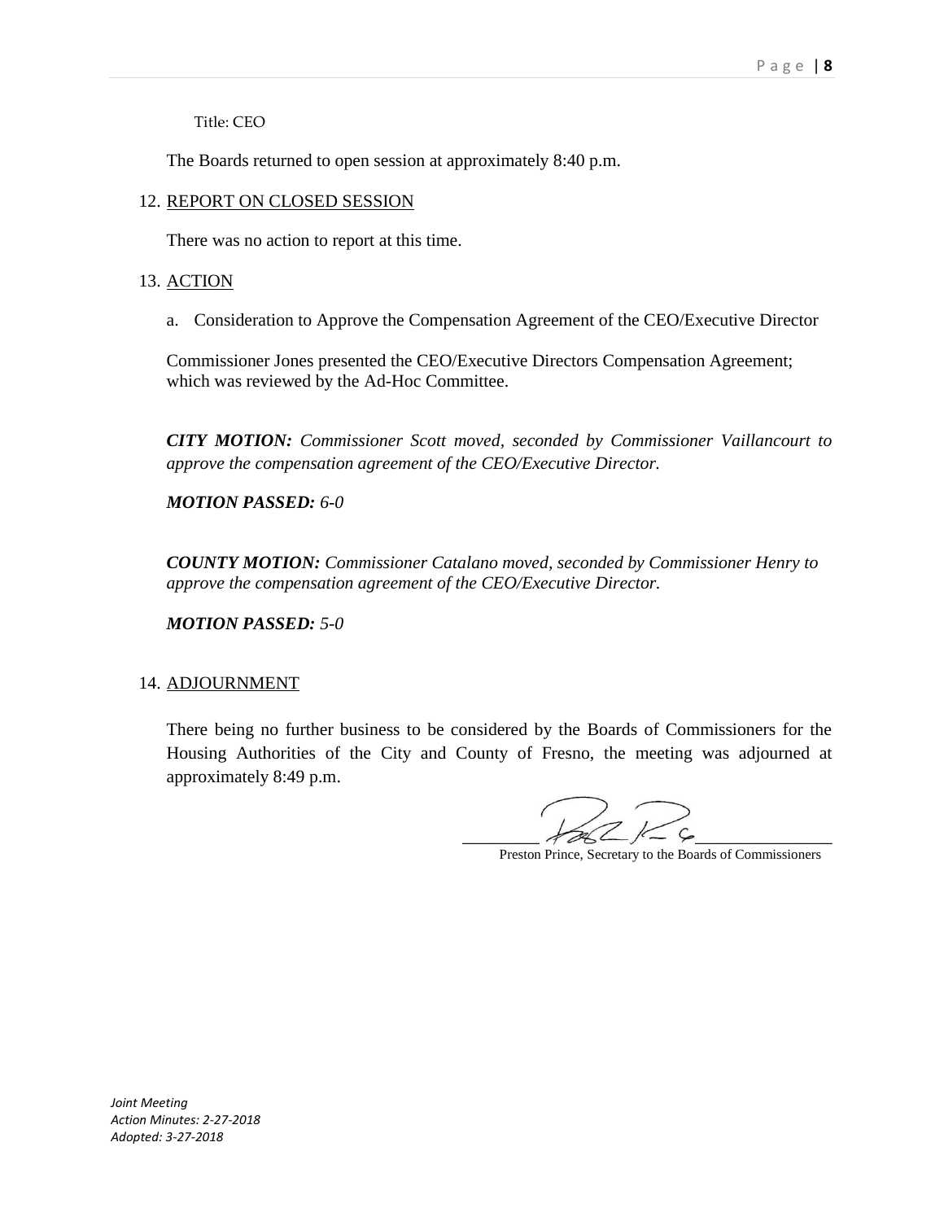Title: CEO

The Boards returned to open session at approximately 8:40 p.m.

12. REPORT ON CLOSED SESSION

There was no action to report at this time.

13. ACTION

a. Consideration to Approve the Compensation Agreement of the CEO/Executive Director

Commissioner Jones presented the CEO/Executive Directors Compensation Agreement; which was reviewed by the Ad-Hoc Committee.

***CITY MOTION:*** *Commissioner Scott moved, seconded by Commissioner Vaillancourt to approve the compensation agreement of the CEO/Executive Director.*

***MOTION PASSED:*** *6-0*

***COUNTY MOTION:*** *Commissioner Catalano moved, seconded by Commissioner Henry to approve the compensation agreement of the CEO/Executive Director.*

***MOTION PASSED:*** *5-0*

14. ADJOURNMENT

There being no further business to be considered by the Boards of Commissioners for the Housing Authorities of the City and County of Fresno, the meeting was adjourned at approximately 8:49 p.m.

Preston Prince, Secretary to the Boards of Commissioners

*Joint Meeting*
*Action Minutes: 2-27-2018*
*Adopted: 3-27-2018*